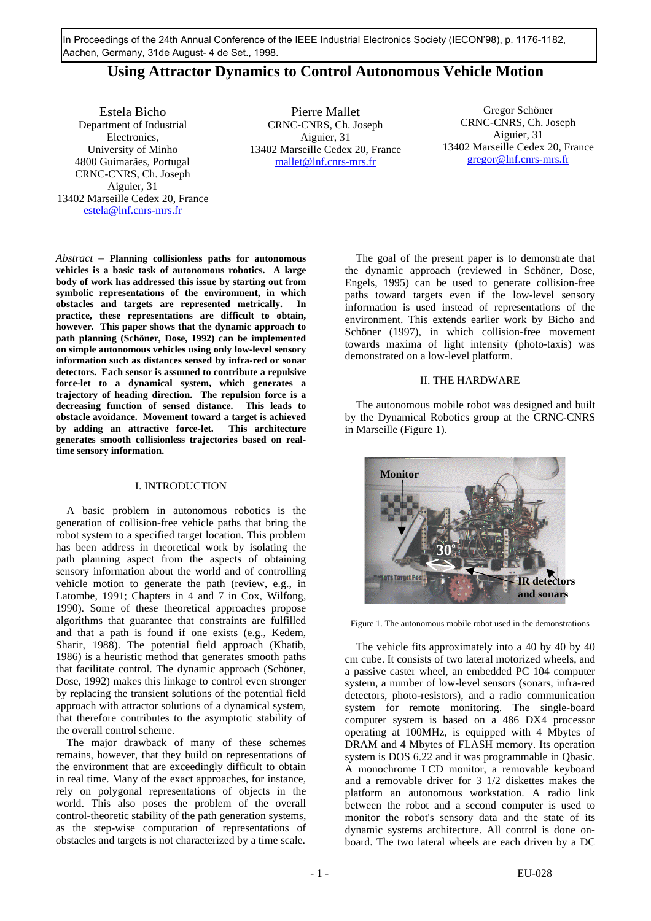In Proceedings of the 24th Annual Conference of the IEEE Industrial Electronics Society (IECON'98), p. 1176-1182, Aachen, Germany, 31de August- 4 de Set., 1998.

# Using Attractor Dynamics to Control Autonomous Vehicle Motion

Estela Bicho
Department of Industrial Electronics,
University of Minho
4800 Guimarães, Portugal
CRNC-CNRS, Ch. Joseph Aiguier, 31
13402 Marseille Cedex 20, France
estela@lnf.cnrs-mrs.fr

Pierre Mallet
CRNC-CNRS, Ch. Joseph Aiguier, 31
13402 Marseille Cedex 20, France
mallet@lnf.cnrs-mrs.fr

Gregor Schöner
CRNC-CNRS, Ch. Joseph Aiguier, 31
13402 Marseille Cedex 20, France
gregor@lnf.cnrs-mrs.fr

*Abstract* – **Planning collisionless paths for autonomous vehicles is a basic task of autonomous robotics. A large body of work has addressed this issue by starting out from symbolic representations of the environment, in which obstacles and targets are represented metrically. In practice, these representations are difficult to obtain, however. This paper shows that the dynamic approach to path planning (Schöner, Dose, 1992) can be implemented on simple autonomous vehicles using only low-level sensory information such as distances sensed by infra-red or sonar detectors. Each sensor is assumed to contribute a repulsive force-let to a dynamical system, which generates a trajectory of heading direction. The repulsion force is a decreasing function of sensed distance. This leads to obstacle avoidance. Movement toward a target is achieved by adding an attractive force-let. This architecture generates smooth collisionless trajectories based on real-time sensory information.**

## I. INTRODUCTION

A basic problem in autonomous robotics is the generation of collision-free vehicle paths that bring the robot system to a specified target location. This problem has been address in theoretical work by isolating the path planning aspect from the aspects of obtaining sensory information about the world and of controlling vehicle motion to generate the path (review, e.g., in Latombe, 1991; Chapters in 4 and 7 in Cox, Wilfong, 1990). Some of these theoretical approaches propose algorithms that guarantee that constraints are fulfilled and that a path is found if one exists (e.g., Kedem, Sharir, 1988). The potential field approach (Khatib, 1986) is a heuristic method that generates smooth paths that facilitate control. The dynamic approach (Schöner, Dose, 1992) makes this linkage to control even stronger by replacing the transient solutions of the potential field approach with attractor solutions of a dynamical system, that therefore contributes to the asymptotic stability of the overall control scheme.

The major drawback of many of these schemes remains, however, that they build on representations of the environment that are exceedingly difficult to obtain in real time. Many of the exact approaches, for instance, rely on polygonal representations of objects in the world. This also poses the problem of the overall control-theoretic stability of the path generation systems, as the step-wise computation of representations of obstacles and targets is not characterized by a time scale.

The goal of the present paper is to demonstrate that the dynamic approach (reviewed in Schöner, Dose, Engels, 1995) can be used to generate collision-free paths toward targets even if the low-level sensory information is used instead of representations of the environment. This extends earlier work by Bicho and Schöner (1997), in which collision-free movement towards maxima of light intensity (photo-taxis) was demonstrated on a low-level platform.

## II. THE HARDWARE

The autonomous mobile robot was designed and built by the Dynamical Robotics group at the CRNC-CNRS in Marseille (Figure 1).

Figure 1. The autonomous mobile robot used in the demonstrations

The vehicle fits approximately into a 40 by 40 by 40 cm cube. It consists of two lateral motorized wheels, and a passive caster wheel, an embedded PC 104 computer system, a number of low-level sensors (sonars, infra-red detectors, photo-resistors), and a radio communication system for remote monitoring. The single-board computer system is based on a 486 DX4 processor operating at 100MHz, is equipped with 4 Mbytes of DRAM and 4 Mbytes of FLASH memory. Its operation system is DOS 6.22 and it was programmable in Qbasic. A monochrome LCD monitor, a removable keyboard and a removable driver for 3 1/2 diskettes makes the platform an autonomous workstation. A radio link between the robot and a second computer is used to monitor the robot's sensory data and the state of its dynamic systems architecture. All control is done on-board. The two lateral wheels are each driven by a DC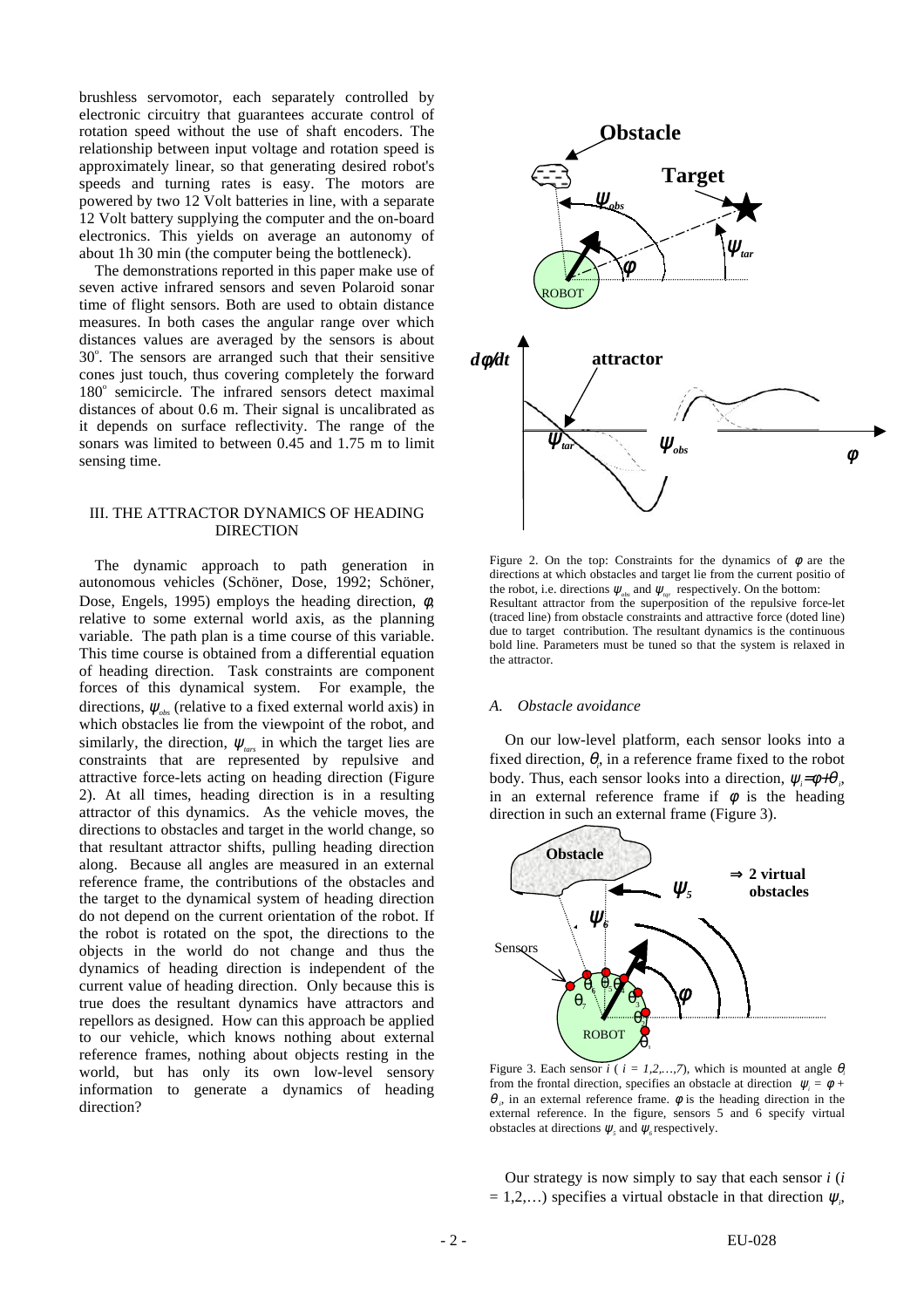brushless servomotor, each separately controlled by electronic circuitry that guarantees accurate control of rotation speed without the use of shaft encoders. The relationship between input voltage and rotation speed is approximately linear, so that generating desired robot's speeds and turning rates is easy. The motors are powered by two 12 Volt batteries in line, with a separate 12 Volt battery supplying the computer and the on-board electronics. This yields on average an autonomy of about 1h 30 min (the computer being the bottleneck).

The demonstrations reported in this paper make use of seven active infrared sensors and seven Polaroid sonar time of flight sensors. Both are used to obtain distance measures. In both cases the angular range over which distances values are averaged by the sensors is about 30°. The sensors are arranged such that their sensitive cones just touch, thus covering completely the forward 180° semicircle. The infrared sensors detect maximal distances of about 0.6 m. Their signal is uncalibrated as it depends on surface reflectivity. The range of the sonars was limited to between 0.45 and 1.75 m to limit sensing time.

## III. THE ATTRACTOR DYNAMICS OF HEADING DIRECTION

The dynamic approach to path generation in autonomous vehicles (Schöner, Dose, 1992; Schöner, Dose, Engels, 1995) employs the heading direction, $\phi$, relative to some external world axis, as the planning variable. The path plan is a time course of this variable. This time course is obtained from a differential equation of heading direction. Task constraints are component forces of this dynamical system. For example, the directions, $\psi_{obs}$ (relative to a fixed external world axis) in which obstacles lie from the viewpoint of the robot, and similarly, the direction, $\psi_{tars}$ in which the target lies are constraints that are represented by repulsive and attractive force-lets acting on heading direction (Figure 2). At all times, heading direction is in a resulting attractor of this dynamics. As the vehicle moves, the directions to obstacles and target in the world change, so that resultant attractor shifts, pulling heading direction along. Because all angles are measured in an external reference frame, the contributions of the obstacles and the target to the dynamical system of heading direction do not depend on the current orientation of the robot. If the robot is rotated on the spot, the directions to the objects in the world do not change and thus the dynamics of heading direction is independent of the current value of heading direction. Only because this is true does the resultant dynamics have attractors and repellors as designed. How can this approach be applied to our vehicle, which knows nothing about external reference frames, nothing about objects resting in the world, but has only its own low-level sensory information to generate a dynamics of heading direction?

Figure 2. On the top: Constraints for the dynamics of $\phi$ are the directions at which obstacles and target lie from the current positio of the robot, i.e. directions $\psi_{obs}$ and $\psi_{tar}$ respectively. On the bottom: Resultant attractor from the superposition of the repulsive force-let (traced line) from obstacle constraints and attractive force (doted line) due to target contribution. The resultant dynamics is the continuous bold line. Parameters must be tuned so that the system is relaxed in the attractor.

### A. Obstacle avoidance

On our low-level platform, each sensor looks into a fixed direction, $\theta_i$, in a reference frame fixed to the robot body. Thus, each sensor looks into a direction, $\psi_i = \phi + \theta_i$, in an external reference frame if $\phi$ is the heading direction in such an external frame (Figure 3).

Figure 3. Each sensor $i$ ( $i = 1,2,\ldots,7$), which is mounted at angle $\theta_i$ from the frontal direction, specifies an obstacle at direction $\psi_i = \phi + \theta_i$, in an external reference frame. $\phi$ is the heading direction in the external reference. In the figure, sensors 5 and 6 specify virtual obstacles at directions $\psi_5$ and $\psi_6$ respectively.

Our strategy is now simply to say that each sensor $i$ ($i = 1,2,\ldots$) specifies a virtual obstacle in that direction $\psi_i$,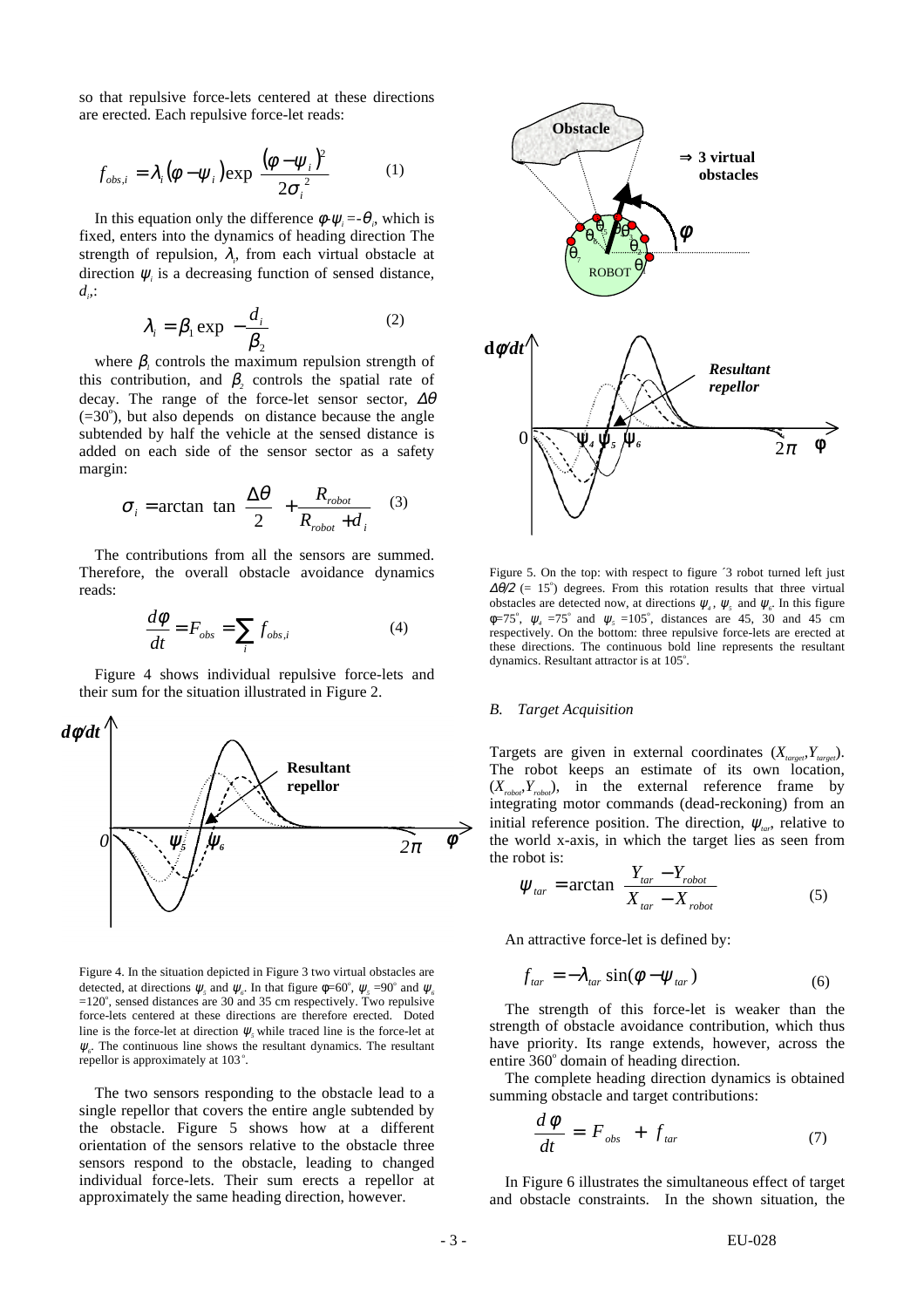so that repulsive force-lets centered at these directions are erected. Each repulsive force-let reads:

$$f_{obs,i} = \lambda_i (\phi - \psi_i) \exp\left[-\frac{(\phi - \psi_i)^2}{2\sigma_i^2}\right] \qquad (1)$$

In this equation only the difference $\phi$-$\psi_i$ =-$\theta_i$, which is fixed, enters into the dynamics of heading direction The strength of repulsion, $\lambda_i$, from each virtual obstacle at direction $\psi_i$ is a decreasing function of sensed distance, $d_i$,:

$$\lambda_i = \beta_1 \exp\left[-\frac{d_i}{\beta_2}\right] \qquad (2)$$

where $\beta_1$ controls the maximum repulsion strength of this contribution, and $\beta_2$ controls the spatial rate of decay. The range of the force-let sensor sector, $\Delta\theta$ (=30°), but also depends on distance because the angle subtended by half the vehicle at the sensed distance is added on each side of the sensor sector as a safety margin:

$$\sigma_i = \arctan\left[\tan\left(\frac{\Delta\theta}{2}\right) + \frac{R_{robot}}{R_{robot} + d_i}\right] \qquad (3)$$

The contributions from all the sensors are summed. Therefore, the overall obstacle avoidance dynamics reads:

$$\frac{d\phi}{dt} = F_{obs} = \sum_i f_{obs,i} \qquad (4)$$

Figure 4 shows individual repulsive force-lets and their sum for the situation illustrated in Figure 2.

Figure 4. In the situation depicted in Figure 3 two virtual obstacles are detected, at directions $\psi_5$ and $\psi_6$. In that figure $\phi$=60°, $\psi_5$ =90° and $\psi_6$ =120°, sensed distances are 30 and 35 cm respectively. Two repulsive force-lets centered at these directions are therefore erected. Doted line is the force-let at direction $\psi_5$ while traced line is the force-let at $\psi_6$. The continuous line shows the resultant dynamics. The resultant repellor is approximately at 103°.

The two sensors responding to the obstacle lead to a single repellor that covers the entire angle subtended by the obstacle. Figure 5 shows how at a different orientation of the sensors relative to the obstacle three sensors respond to the obstacle, leading to changed individual force-lets. Their sum erects a repellor at approximately the same heading direction, however.

Figure 5. On the top: with respect to figure ´3 robot turned left just $\Delta\theta/2$ (= 15°) degrees. From this rotation results that three virtual obstacles are detected now, at directions $\psi_4$, $\psi_5$ and $\psi_6$. In this figure $\phi$=75°, $\psi_4$ =75° and $\psi_5$ =105°, distances are 45, 30 and 45 cm respectively. On the bottom: three repulsive force-lets are erected at these directions. The continuous bold line represents the resultant dynamics. Resultant attractor is at 105°.

### B. Target Acquisition

Targets are given in external coordinates ($X_{target}$,$Y_{target}$). The robot keeps an estimate of its own location, ($X_{robot}$,$Y_{robot}$), in the external reference frame by integrating motor commands (dead-reckoning) from an initial reference position. The direction, $\psi_{tar}$, relative to the world x-axis, in which the target lies as seen from the robot is:

$$\psi_{tar} = \arctan\frac{Y_{tar} - Y_{robot}}{X_{tar} - X_{robot}} \qquad (5)$$

An attractive force-let is defined by:

$$f_{tar} = -\lambda_{tar} \sin(\phi - \psi_{tar}) \qquad (6)$$

The strength of this force-let is weaker than the strength of obstacle avoidance contribution, which thus have priority. Its range extends, however, across the entire 360° domain of heading direction.

The complete heading direction dynamics is obtained summing obstacle and target contributions:

$$\frac{d\phi}{dt} = F_{obs} + f_{tar} \qquad (7)$$

In Figure 6 illustrates the simultaneous effect of target and obstacle constraints. In the shown situation, the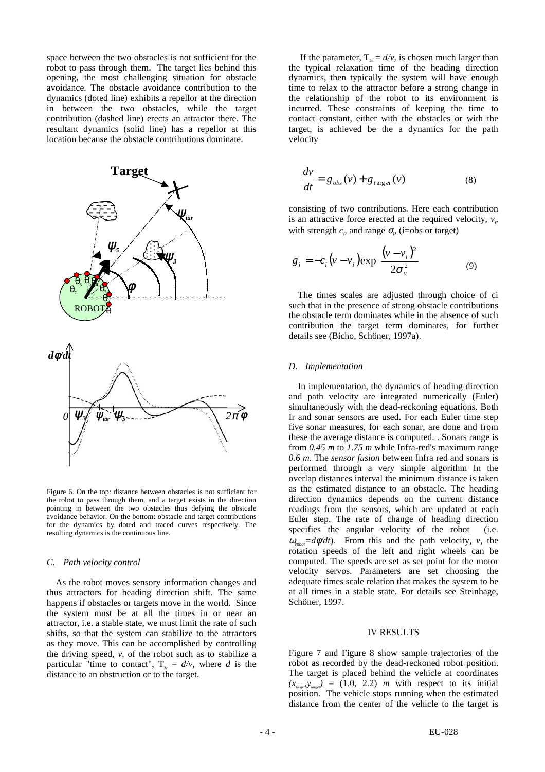space between the two obstacles is not sufficient for the robot to pass through them. The target lies behind this opening, the most challenging situation for obstacle avoidance. The obstacle avoidance contribution to the dynamics (doted line) exhibits a repellor at the direction in between the two obstacles, while the target contribution (dashed line) erects an attractor there. The resultant dynamics (solid line) has a repellor at this location because the obstacle contributions dominate.

Figure 6. On the top: distance between obstacles is not sufficient for the robot to pass through them, and a target exists in the direction pointing in between the two obstacles thus defying the obstcale avoidance behavior. On the bottom: obstacle and target contributions for the dynamics by doted and traced curves respectively. The resulting dynamics is the continuous line.

### C. Path velocity control

As the robot moves sensory information changes and thus attractors for heading direction shift. The same happens if obstacles or targets move in the world. Since the system must be at all the times in or near an attractor, i.e. a stable state, we must limit the rate of such shifts, so that the system can stabilize to the attractors as they move. This can be accomplished by controlling the driving speed, $v$, of the robot such as to stabilize a particular "time to contact", $T_{2c} = d/v$, where $d$ is the distance to an obstruction or to the target.

If the parameter, $T_{2c} = d/v$, is chosen much larger than the typical relaxation time of the heading direction dynamics, then typically the system will have enough time to relax to the attractor before a strong change in the relationship of the robot to its environment is incurred. These constraints of keeping the time to contact constant, either with the obstacles or with the target, is achieved be the a dynamics for the path velocity

$$\frac{dv}{dt} = g_{obs}(v) + g_{target}(v) \tag{8}$$

consisting of two contributions. Here each contribution is an attractive force erected at the required velocity, $v_i$, with strength $c_i$, and range $\sigma_i$ (i=obs or target)

$$g_i = -c_i(v - v_i)\exp\left(-\frac{(v - v_i)^2}{2\sigma_v^2}\right) \tag{9}$$

The times scales are adjusted through choice of ci such that in the presence of strong obstacle contributions the obstacle term dominates while in the absence of such contribution the target term dominates, for further details see (Bicho, Schöner, 1997a).

### D. Implementation

In implementation, the dynamics of heading direction and path velocity are integrated numerically (Euler) simultaneously with the dead-reckoning equations. Both Ir and sonar sensors are used. For each Euler time step five sonar measures, for each sonar, are done and from these the average distance is computed. . Sonars range is from *0.45 m* to *1.75 m* while Infra-red's maximum range *0.6 m*. The *sensor fusion* between Infra red and sonars is performed through a very simple algorithm In the overlap distances interval the minimum distance is taken as the estimated distance to an obstacle. The heading direction dynamics depends on the current distance readings from the sensors, which are updated at each Euler step. The rate of change of heading direction specifies the angular velocity of the robot (i.e. $\omega_{robot}=d\phi/dt$). From this and the path velocity, $v$, the rotation speeds of the left and right wheels can be computed. The speeds are set as set point for the motor velocity servos. Parameters are set choosing the adequate times scale relation that makes the system to be at all times in a stable state. For details see Steinhage, Schöner, 1997.

## IV RESULTS

Figure 7 and Figure 8 show sample trajectories of the robot as recorded by the dead-reckoned robot position. The target is placed behind the vehicle at coordinates $(x_{target}, y_{target})$ = (1.0, 2.2) $m$ with respect to its initial position. The vehicle stops running when the estimated distance from the center of the vehicle to the target is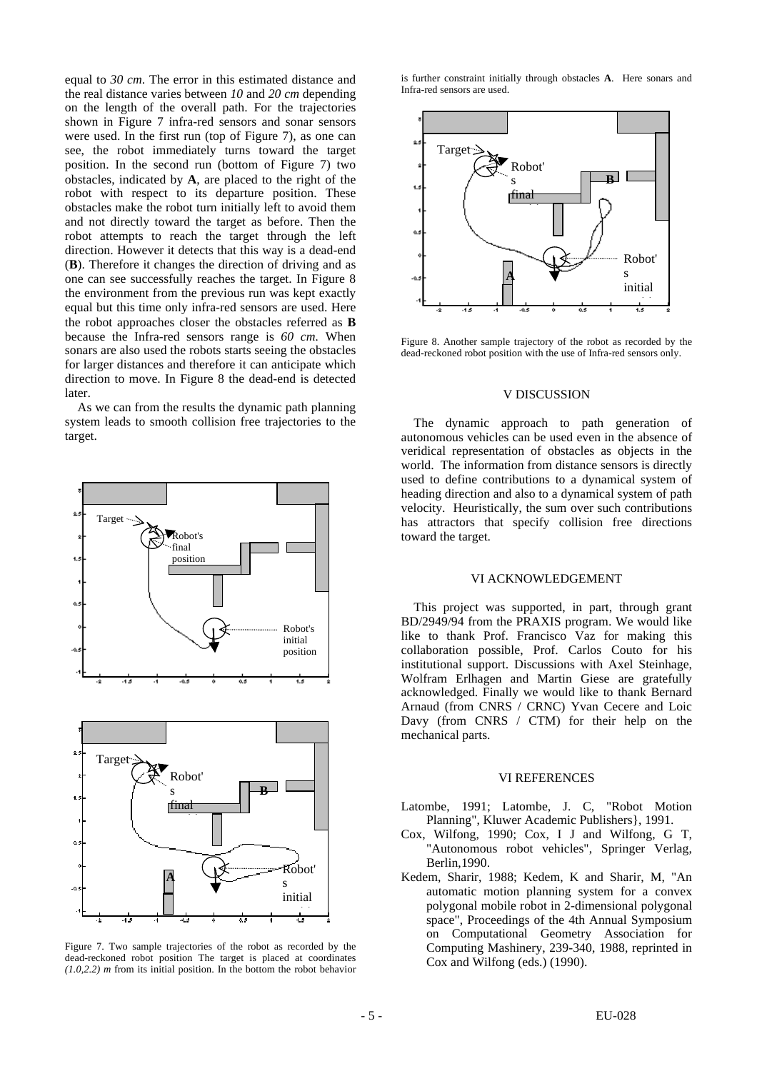equal to *30 cm*. The error in this estimated distance and the real distance varies between *10* and *20 cm* depending on the length of the overall path. For the trajectories shown in Figure 7 infra-red sensors and sonar sensors were used. In the first run (top of Figure 7), as one can see, the robot immediately turns toward the target position. In the second run (bottom of Figure 7) two obstacles, indicated by **A**, are placed to the right of the robot with respect to its departure position. These obstacles make the robot turn initially left to avoid them and not directly toward the target as before. Then the robot attempts to reach the target through the left direction. However it detects that this way is a dead-end (**B**). Therefore it changes the direction of driving and as one can see successfully reaches the target. In Figure 8 the environment from the previous run was kept exactly equal but this time only infra-red sensors are used. Here the robot approaches closer the obstacles referred as **B** because the Infra-red sensors range is *60 cm.* When sonars are also used the robots starts seeing the obstacles for larger distances and therefore it can anticipate which direction to move. In Figure 8 the dead-end is detected later.

As we can from the results the dynamic path planning system leads to smooth collision free trajectories to the target.

Figure 7. Two sample trajectories of the robot as recorded by the dead-reckoned robot position The target is placed at coordinates *(1.0,2.2) m* from its initial position. In the bottom the robot behavior is further constraint initially through obstacles **A**. Here sonars and Infra-red sensors are used.

Figure 8. Another sample trajectory of the robot as recorded by the dead-reckoned robot position with the use of Infra-red sensors only.

## V DISCUSSION

The dynamic approach to path generation of autonomous vehicles can be used even in the absence of veridical representation of obstacles as objects in the world. The information from distance sensors is directly used to define contributions to a dynamical system of heading direction and also to a dynamical system of path velocity. Heuristically, the sum over such contributions has attractors that specify collision free directions toward the target.

## VI ACKNOWLEDGEMENT

This project was supported, in part, through grant BD/2949/94 from the PRAXIS program. We would like like to thank Prof. Francisco Vaz for making this collaboration possible, Prof. Carlos Couto for his institutional support. Discussions with Axel Steinhage, Wolfram Erlhagen and Martin Giese are gratefully acknowledged. Finally we would like to thank Bernard Arnaud (from CNRS / CRNC) Yvan Cecere and Loic Davy (from CNRS / CTM) for their help on the mechanical parts.

## VI REFERENCES

Latombe, 1991; Latombe, J. C, "Robot Motion Planning", Kluwer Academic Publishers}, 1991.

Cox, Wilfong, 1990; Cox, I J and Wilfong, G T, "Autonomous robot vehicles", Springer Verlag, Berlin,1990.

Kedem, Sharir, 1988; Kedem, K and Sharir, M, "An automatic motion planning system for a convex polygonal mobile robot in 2-dimensional polygonal space", Proceedings of the 4th Annual Symposium on Computational Geometry Association for Computing Mashinery, 239-340, 1988, reprinted in Cox and Wilfong (eds.) (1990).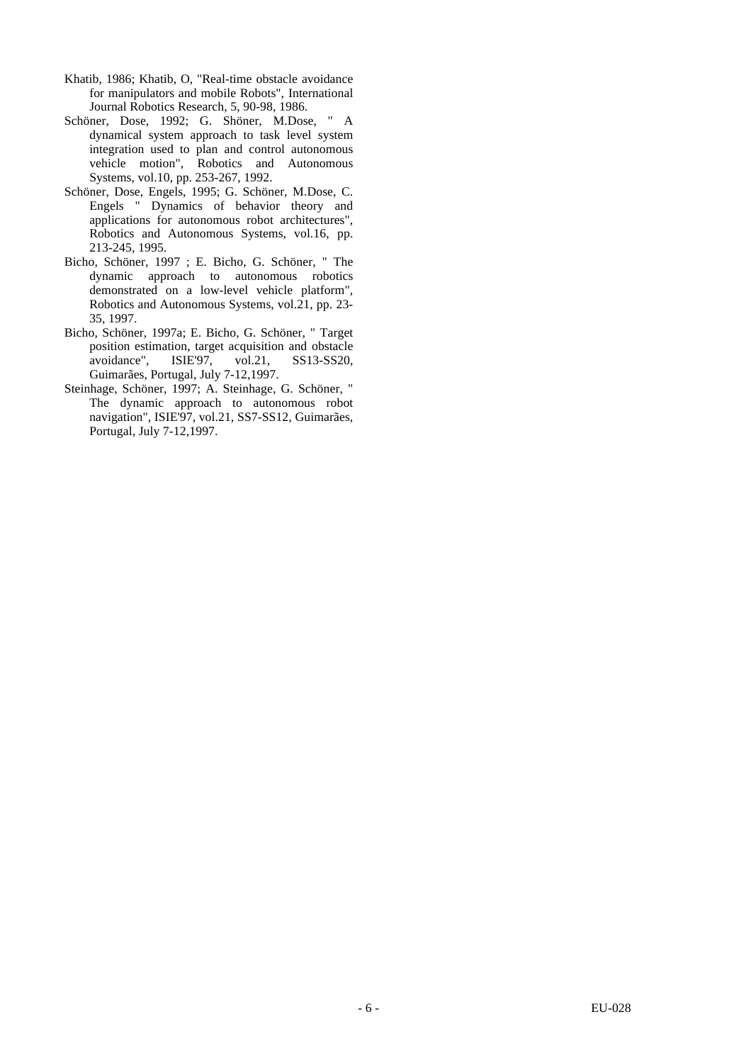Khatib, 1986; Khatib, O, "Real-time obstacle avoidance for manipulators and mobile Robots", International Journal Robotics Research, 5, 90-98, 1986.

Schöner, Dose, 1992; G. Shöner, M.Dose, " A dynamical system approach to task level system integration used to plan and control autonomous vehicle motion", Robotics and Autonomous Systems, vol.10, pp. 253-267, 1992.

Schöner, Dose, Engels, 1995; G. Schöner, M.Dose, C. Engels " Dynamics of behavior theory and applications for autonomous robot architectures", Robotics and Autonomous Systems, vol.16, pp. 213-245, 1995.

Bicho, Schöner, 1997 ; E. Bicho, G. Schöner, " The dynamic approach to autonomous robotics demonstrated on a low-level vehicle platform", Robotics and Autonomous Systems, vol.21, pp. 23-35, 1997.

Bicho, Schöner, 1997a; E. Bicho, G. Schöner, " Target position estimation, target acquisition and obstacle avoidance", ISIE'97, vol.21, SS13-SS20, Guimarães, Portugal, July 7-12,1997.

Steinhage, Schöner, 1997; A. Steinhage, G. Schöner, " The dynamic approach to autonomous robot navigation", ISIE'97, vol.21, SS7-SS12, Guimarães, Portugal, July 7-12,1997.